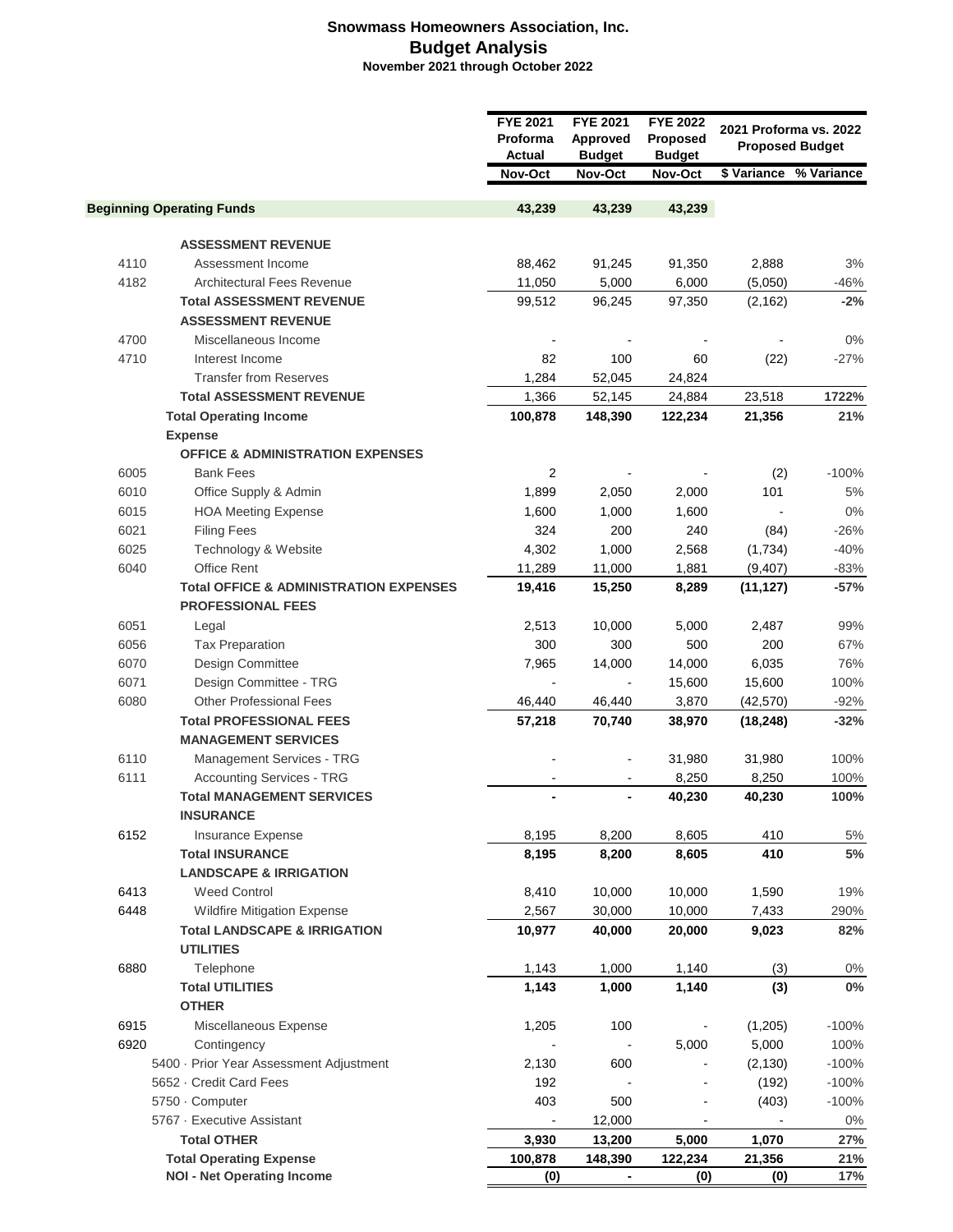# Snowmass Homeowners Association, Inc.

## Budget Analysis

**November 2021 through October 2022**

| | | FYE 2021 Proforma Actual | FYE 2021 Approved Budget | FYE 2022 Proposed Budget | 2021 Proforma vs. 2022 Proposed Budget | |
|---|---|---|---|---|---|---|
| | | Nov-Oct | Nov-Oct | Nov-Oct | $ Variance | % Variance |
| **Beginning Operating Funds** | | **43,239** | **43,239** | **43,239** | | |
| | **ASSESSMENT REVENUE** | | | | | |
| 4110 | Assessment Income | 88,462 | 91,245 | 91,350 | 2,888 | 3% |
| 4182 | Architectural Fees Revenue | 11,050 | 5,000 | 6,000 | (5,050) | -46% |
| | **Total ASSESSMENT REVENUE** | 99,512 | 96,245 | 97,350 | (2,162) | **-2%** |
| | **ASSESSMENT REVENUE** | | | | | |
| 4700 | Miscellaneous Income | - | - | - | - | 0% |
| 4710 | Interest Income | 82 | 100 | 60 | (22) | -27% |
| | Transfer from Reserves | 1,284 | 52,045 | 24,824 | | |
| | **Total ASSESSMENT REVENUE** | 1,366 | 52,145 | 24,884 | 23,518 | **1722%** |
| | **Total Operating Income** | **100,878** | **148,390** | **122,234** | **21,356** | **21%** |
| | **Expense** | | | | | |
| | **OFFICE & ADMINISTRATION EXPENSES** | | | | | |
| 6005 | Bank Fees | 2 | - | - | (2) | -100% |
| 6010 | Office Supply & Admin | 1,899 | 2,050 | 2,000 | 101 | 5% |
| 6015 | HOA Meeting Expense | 1,600 | 1,000 | 1,600 | - | 0% |
| 6021 | Filing Fees | 324 | 200 | 240 | (84) | -26% |
| 6025 | Technology & Website | 4,302 | 1,000 | 2,568 | (1,734) | -40% |
| 6040 | Office Rent | 11,289 | 11,000 | 1,881 | (9,407) | -83% |
| | **Total OFFICE & ADMINISTRATION EXPENSES** | **19,416** | **15,250** | **8,289** | **(11,127)** | **-57%** |
| | **PROFESSIONAL FEES** | | | | | |
| 6051 | Legal | 2,513 | 10,000 | 5,000 | 2,487 | 99% |
| 6056 | Tax Preparation | 300 | 300 | 500 | 200 | 67% |
| 6070 | Design Committee | 7,965 | 14,000 | 14,000 | 6,035 | 76% |
| 6071 | Design Committee - TRG | - | - | 15,600 | 15,600 | 100% |
| 6080 | Other Professional Fees | 46,440 | 46,440 | 3,870 | (42,570) | -92% |
| | **Total PROFESSIONAL FEES** | **57,218** | **70,740** | **38,970** | **(18,248)** | **-32%** |
| | **MANAGEMENT SERVICES** | | | | | |
| 6110 | Management Services - TRG | - | - | 31,980 | 31,980 | 100% |
| 6111 | Accounting Services - TRG | - | - | 8,250 | 8,250 | 100% |
| | **Total MANAGEMENT SERVICES** | **-** | **-** | **40,230** | **40,230** | **100%** |
| | **INSURANCE** | | | | | |
| 6152 | Insurance Expense | 8,195 | 8,200 | 8,605 | 410 | 5% |
| | **Total INSURANCE** | **8,195** | **8,200** | **8,605** | **410** | **5%** |
| | **LANDSCAPE & IRRIGATION** | | | | | |
| 6413 | Weed Control | 8,410 | 10,000 | 10,000 | 1,590 | 19% |
| 6448 | Wildfire Mitigation Expense | 2,567 | 30,000 | 10,000 | 7,433 | 290% |
| | **Total LANDSCAPE & IRRIGATION** | **10,977** | **40,000** | **20,000** | **9,023** | **82%** |
| | **UTILITIES** | | | | | |
| 6880 | Telephone | 1,143 | 1,000 | 1,140 | (3) | 0% |
| | **Total UTILITIES** | **1,143** | **1,000** | **1,140** | **(3)** | **0%** |
| | **OTHER** | | | | | |
| 6915 | Miscellaneous Expense | 1,205 | 100 | - | (1,205) | -100% |
| 6920 | Contingency | - | - | 5,000 | 5,000 | 100% |
| | 5400 · Prior Year Assessment Adjustment | 2,130 | 600 | - | (2,130) | -100% |
| | 5652 · Credit Card Fees | 192 | - | - | (192) | -100% |
| | 5750 · Computer | 403 | 500 | - | (403) | -100% |
| | 5767 · Executive Assistant | - | 12,000 | - | - | 0% |
| | **Total OTHER** | **3,930** | **13,200** | **5,000** | **1,070** | **27%** |
| | **Total Operating Expense** | **100,878** | **148,390** | **122,234** | **21,356** | **21%** |
| | **NOI - Net Operating Income** | **(0)** | **-** | **(0)** | **(0)** | **17%** |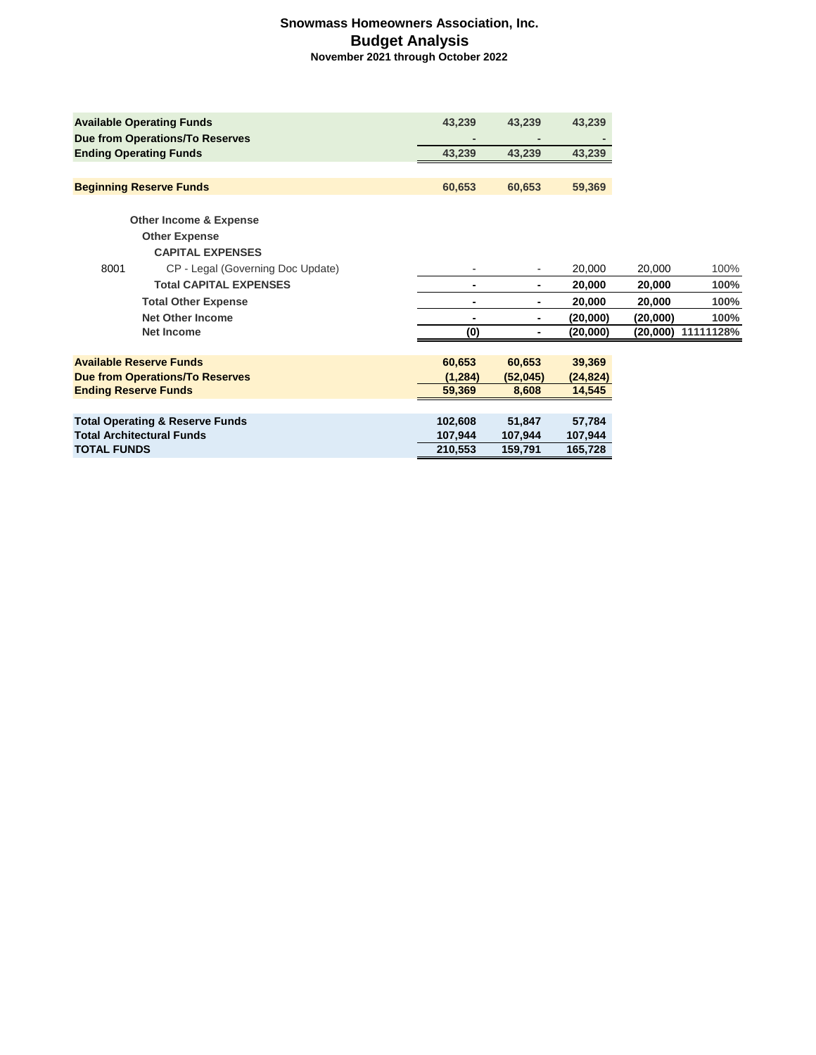# Snowmass Homeowners Association, Inc.
## Budget Analysis
### November 2021 through October 2022

| | | | | | | |
|---|---|---|---|---|---|---|
| **Available Operating Funds** | | **43,239** | **43,239** | **43,239** | | |
| **Due from Operations/To Reserves** | | **-** | **-** | **-** | | |
| **Ending Operating Funds** | | **43,239** | **43,239** | **43,239** | | |
| | | | | | | |
| **Beginning Reserve Funds** | | **60,653** | **60,653** | **59,369** | | |
| | | | | | | |
| | **Other Income & Expense** | | | | | |
| | **Other Expense** | | | | | |
| | **CAPITAL EXPENSES** | | | | | |
| 8001 | CP - Legal (Governing Doc Update) | - | - | 20,000 | 20,000 | 100% |
| | **Total CAPITAL EXPENSES** | **-** | **-** | **20,000** | **20,000** | **100%** |
| | **Total Other Expense** | **-** | **-** | **20,000** | **20,000** | **100%** |
| | **Net Other Income** | **-** | **-** | **(20,000)** | **(20,000)** | **100%** |
| | **Net Income** | **(0)** | **-** | **(20,000)** | **(20,000)** | **11111128%** |
| | | | | | | |
| **Available Reserve Funds** | | **60,653** | **60,653** | **39,369** | | |
| **Due from Operations/To Reserves** | | **(1,284)** | **(52,045)** | **(24,824)** | | |
| **Ending Reserve Funds** | | **59,369** | **8,608** | **14,545** | | |
| | | | | | | |
| **Total Operating & Reserve Funds** | | **102,608** | **51,847** | **57,784** | | |
| **Total Architectural Funds** | | **107,944** | **107,944** | **107,944** | | |
| **TOTAL FUNDS** | | **210,553** | **159,791** | **165,728** | | |